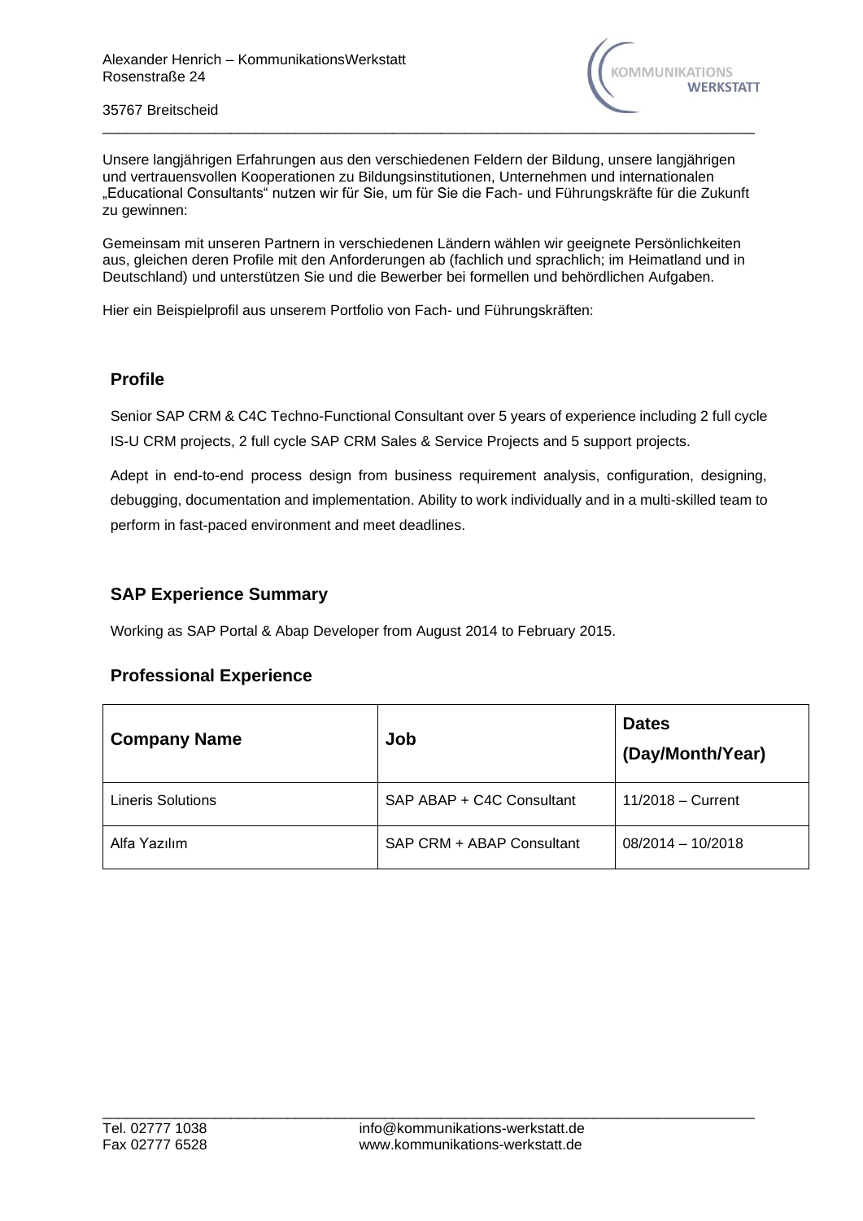Alexander Henrich – KommunikationsWerkstatt
Rosenstraße 24

35767 Breitscheid

Unsere langjährigen Erfahrungen aus den verschiedenen Feldern der Bildung, unsere langjährigen und vertrauensvollen Kooperationen zu Bildungsinstitutionen, Unternehmen und internationalen „Educational Consultants" nutzen wir für Sie, um für Sie die Fach- und Führungskräfte für die Zukunft zu gewinnen:

Gemeinsam mit unseren Partnern in verschiedenen Ländern wählen wir geeignete Persönlichkeiten aus, gleichen deren Profile mit den Anforderungen ab (fachlich und sprachlich; im Heimatland und in Deutschland) und unterstützen Sie und die Bewerber bei formellen und behördlichen Aufgaben.

Hier ein Beispielprofil aus unserem Portfolio von Fach- und Führungskräften:

## Profile

Senior SAP CRM & C4C Techno-Functional Consultant over 5 years of experience including 2 full cycle IS-U CRM projects, 2 full cycle SAP CRM Sales & Service Projects and 5 support projects.

Adept in end-to-end process design from business requirement analysis, configuration, designing, debugging, documentation and implementation. Ability to work individually and in a multi-skilled team to perform in fast-paced environment and meet deadlines.

## SAP Experience Summary

Working as SAP Portal & Abap Developer from August 2014 to February 2015.

## Professional Experience

| Company Name | Job | Dates (Day/Month/Year) |
|---|---|---|
| Lineris Solutions | SAP ABAP + C4C Consultant | 11/2018 – Current |
| Alfa Yazılım | SAP CRM + ABAP Consultant | 08/2014 – 10/2018 |

Tel. 02777 1038
Fax 02777 6528
info@kommunikations-werkstatt.de
www.kommunikations-werkstatt.de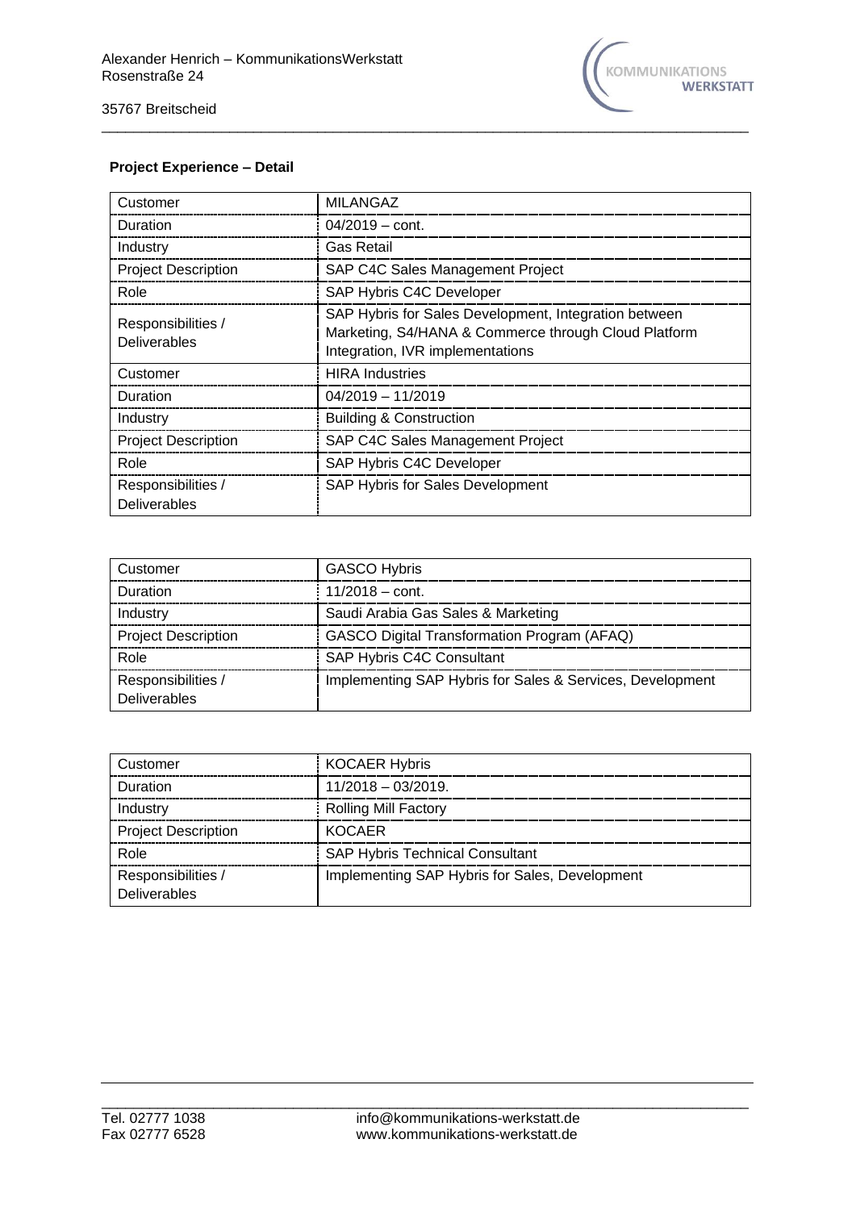**Project Experience – Detail**

| Customer | MILANGAZ |
| --- | --- |
| Duration | 04/2019 – cont. |
| Industry | Gas Retail |
| Project Description | SAP C4C Sales Management Project |
| Role | SAP Hybris C4C Developer |
| Responsibilities / Deliverables | SAP Hybris for Sales Development, Integration between Marketing, S4/HANA & Commerce through Cloud Platform Integration, IVR implementations |
| Customer | HIRA Industries |
| Duration | 04/2019 – 11/2019 |
| Industry | Building & Construction |
| Project Description | SAP C4C Sales Management Project |
| Role | SAP Hybris C4C Developer |
| Responsibilities / Deliverables | SAP Hybris for Sales Development |

| Customer | GASCO Hybris |
| --- | --- |
| Duration | 11/2018 – cont. |
| Industry | Saudi Arabia Gas Sales & Marketing |
| Project Description | GASCO Digital Transformation Program (AFAQ) |
| Role | SAP Hybris C4C Consultant |
| Responsibilities / Deliverables | Implementing SAP Hybris for Sales & Services, Development |

| Customer | KOCAER Hybris |
| --- | --- |
| Duration | 11/2018 – 03/2019. |
| Industry | Rolling Mill Factory |
| Project Description | KOCAER |
| Role | SAP Hybris Technical Consultant |
| Responsibilities / Deliverables | Implementing SAP Hybris for Sales, Development |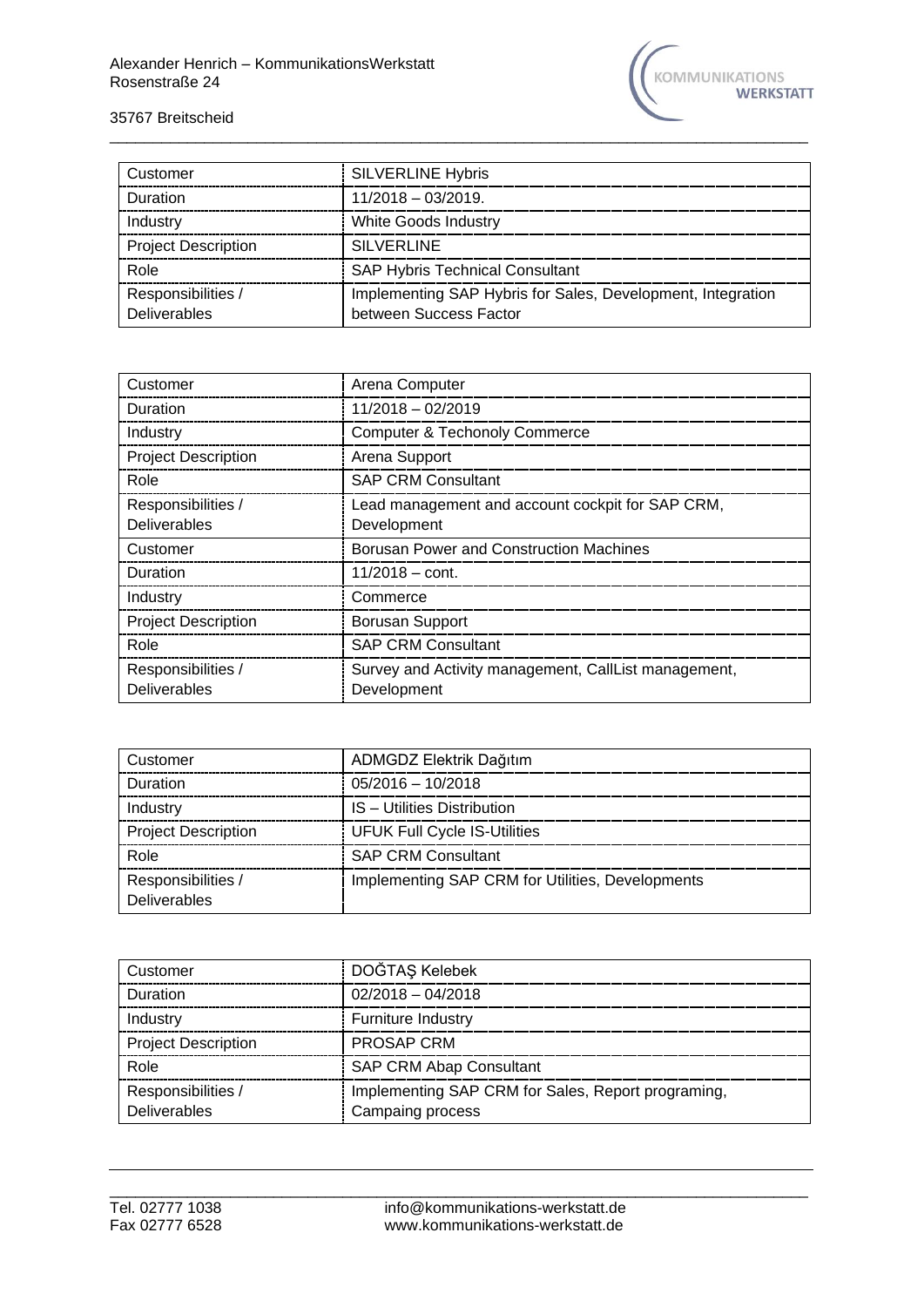| Customer | SILVERLINE Hybris |
|---|---|
| Duration | 11/2018 – 03/2019. |
| Industry | White Goods Industry |
| Project Description | SILVERLINE |
| Role | SAP Hybris Technical Consultant |
| Responsibilities / Deliverables | Implementing SAP Hybris for Sales, Development, Integration between Success Factor |

| Customer | Arena Computer |
|---|---|
| Duration | 11/2018 – 02/2019 |
| Industry | Computer & Techonoly Commerce |
| Project Description | Arena Support |
| Role | SAP CRM Consultant |
| Responsibilities / Deliverables | Lead management and account cockpit for SAP CRM, Development |
| Customer | Borusan Power and Construction Machines |
| Duration | 11/2018 – cont. |
| Industry | Commerce |
| Project Description | Borusan Support |
| Role | SAP CRM Consultant |
| Responsibilities / Deliverables | Survey and Activity management, CallList management, Development |

| Customer | ADMGDZ Elektrik Dağıtım |
|---|---|
| Duration | 05/2016 – 10/2018 |
| Industry | IS – Utilities Distribution |
| Project Description | UFUK Full Cycle IS-Utilities |
| Role | SAP CRM Consultant |
| Responsibilities / Deliverables | Implementing SAP CRM for Utilities, Developments |

| Customer | DOĞTAŞ Kelebek |
|---|---|
| Duration | 02/2018 – 04/2018 |
| Industry | Furniture Industry |
| Project Description | PROSAP CRM |
| Role | SAP CRM Abap Consultant |
| Responsibilities / Deliverables | Implementing SAP CRM for Sales, Report programing, Campaing process |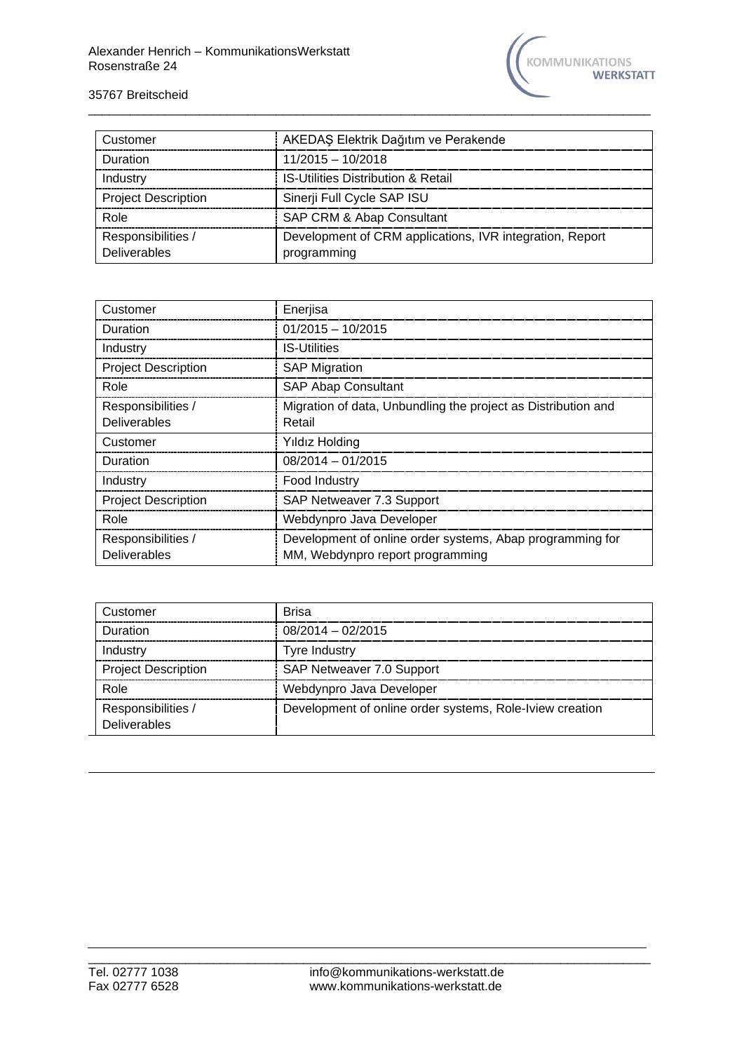| Customer | AKEDAŞ Elektrik Dağıtım ve Perakende |
| --- | --- |
| Duration | 11/2015 – 10/2018 |
| Industry | IS-Utilities Distribution & Retail |
| Project Description | Sinerji Full Cycle SAP ISU |
| Role | SAP CRM & Abap Consultant |
| Responsibilities / Deliverables | Development of CRM applications, IVR integration, Report programming |

| Customer | Enerjisa |
| --- | --- |
| Duration | 01/2015 – 10/2015 |
| Industry | IS-Utilities |
| Project Description | SAP Migration |
| Role | SAP Abap Consultant |
| Responsibilities / Deliverables | Migration of data, Unbundling the project as Distribution and Retail |
| Customer | Yıldız Holding |
| Duration | 08/2014 – 01/2015 |
| Industry | Food Industry |
| Project Description | SAP Netweaver 7.3 Support |
| Role | Webdynpro Java Developer |
| Responsibilities / Deliverables | Development of online order systems, Abap programming for MM, Webdynpro report programming |

| Customer | Brisa |
| --- | --- |
| Duration | 08/2014 – 02/2015 |
| Industry | Tyre Industry |
| Project Description | SAP Netweaver 7.0 Support |
| Role | Webdynpro Java Developer |
| Responsibilities / Deliverables | Development of online order systems, Role-Iview creation |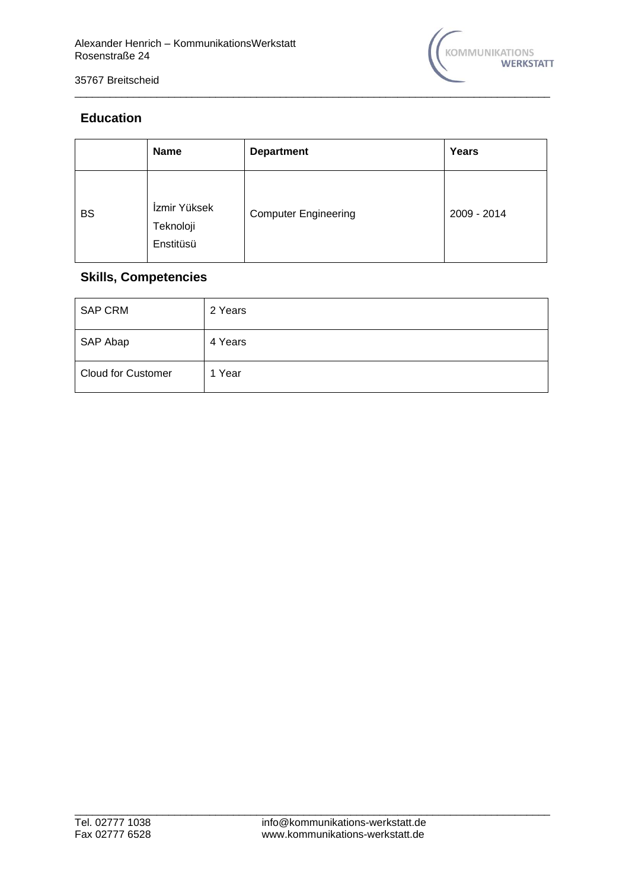## Education

| | Name | Department | Years |
|---|---|---|---|
| BS | İzmir Yüksek Teknoloji Enstitüsü | Computer Engineering | 2009 - 2014 |

## Skills, Competencies

| | |
|---|---|
| SAP CRM | 2 Years |
| SAP Abap | 4 Years |
| Cloud for Customer | 1 Year |